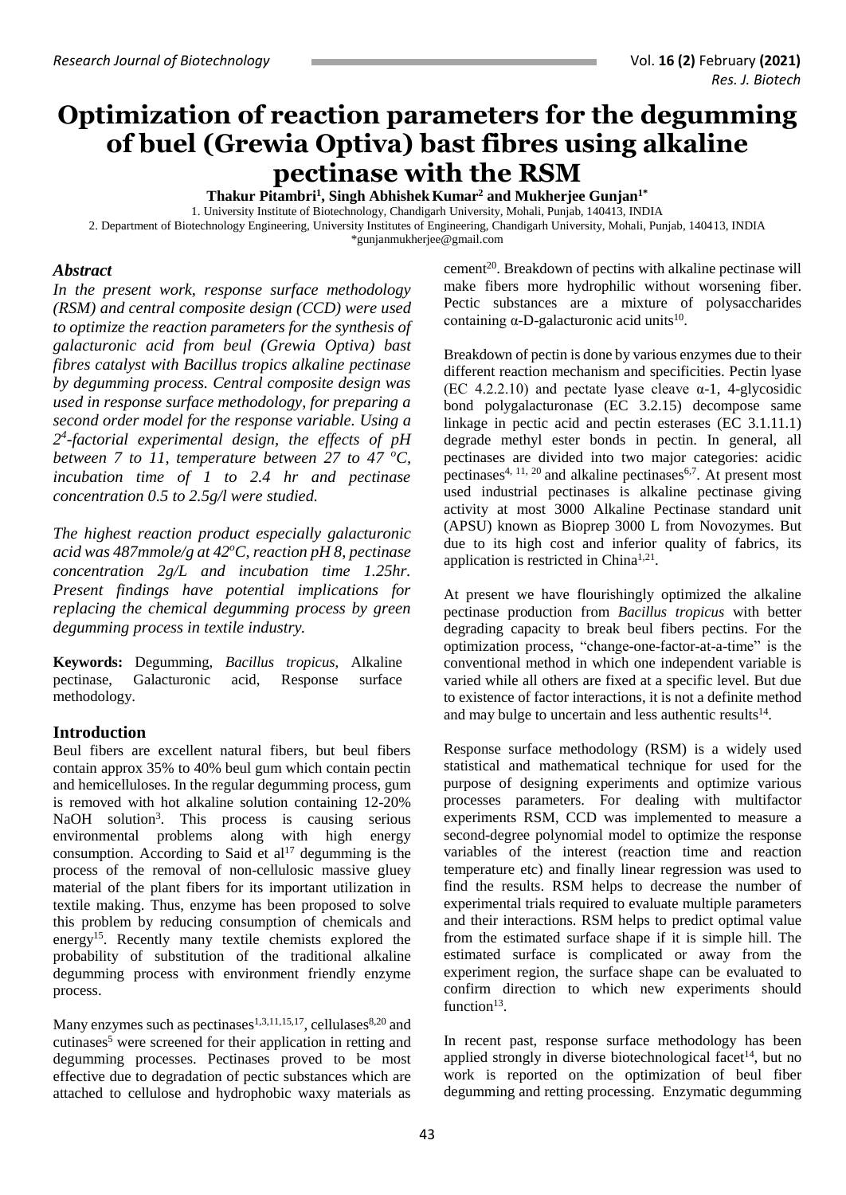# Optimization of reaction parameters for the degumming of buel (Grewia Optiva) bast fibres using alkaline pectinase with the RSM

**Thakur Pitambri[1], Singh Abhishek Kumar[2] and Mukherjee Gunjan[1*]**

1. University Institute of Biotechnology, Chandigarh University, Mohali, Punjab, 140413, INDIA
2. Department of Biotechnology Engineering, University Institutes of Engineering, Chandigarh University, Mohali, Punjab, 140413, INDIA

*gunjanmukherjee@gmail.com

## *Abstract*

*In the present work, response surface methodology (RSM) and central composite design (CCD) were used to optimize the reaction parameters for the synthesis of galacturonic acid from beul (Grewia Optiva) bast fibres catalyst with Bacillus tropics alkaline pectinase by degumming process. Central composite design was used in response surface methodology, for preparing a second order model for the response variable. Using a $2^4$-factorial experimental design, the effects of pH between 7 to 11, temperature between 27 to 47 $^oC$, incubation time of 1 to 2.4 hr and pectinase concentration 0.5 to 2.5g/l were studied.*

*The highest reaction product especially galacturonic acid was 487mmole/g at 42$^oC$, reaction pH 8, pectinase concentration 2g/L and incubation time 1.25hr. Present findings have potential implications for replacing the chemical degumming process by green degumming process in textile industry.*

**Keywords:** Degumming, *Bacillus tropicus*, Alkaline pectinase, Galacturonic acid, Response surface methodology.

## Introduction

Beul fibers are excellent natural fibers, but beul fibers contain approx 35% to 40% beul gum which contain pectin and hemicelluloses. In the regular degumming process, gum is removed with hot alkaline solution containing 12-20% NaOH solution[3]. This process is causing serious environmental problems along with high energy consumption. According to Said et al[17] degumming is the process of the removal of non-cellulosic massive gluey material of the plant fibers for its important utilization in textile making. Thus, enzyme has been proposed to solve this problem by reducing consumption of chemicals and energy[15]. Recently many textile chemists explored the probability of substitution of the traditional alkaline degumming process with environment friendly enzyme process.

Many enzymes such as pectinases[1,3,11,15,17], cellulases[8,20] and cutinases[5] were screened for their application in retting and degumming processes. Pectinases proved to be most effective due to degradation of pectic substances which are attached to cellulose and hydrophobic waxy materials as cement[20]. Breakdown of pectins with alkaline pectinase will make fibers more hydrophilic without worsening fiber. Pectic substances are a mixture of polysaccharides containing α-D-galacturonic acid units[10].

Breakdown of pectin is done by various enzymes due to their different reaction mechanism and specificities. Pectin lyase (EC 4.2.2.10) and pectate lyase cleave α-1, 4-glycosidic bond polygalacturonase (EC 3.2.15) decompose same linkage in pectic acid and pectin esterases (EC 3.1.11.1) degrade methyl ester bonds in pectin. In general, all pectinases are divided into two major categories: acidic pectinases[4, 11, 20] and alkaline pectinases[6,7]. At present most used industrial pectinases is alkaline pectinase giving activity at most 3000 Alkaline Pectinase standard unit (APSU) known as Bioprep 3000 L from Novozymes. But due to its high cost and inferior quality of fabrics, its application is restricted in China[1,21].

At present we have flourishingly optimized the alkaline pectinase production from *Bacillus tropicus* with better degrading capacity to break beul fibers pectins. For the optimization process, "change-one-factor-at-a-time" is the conventional method in which one independent variable is varied while all others are fixed at a specific level. But due to existence of factor interactions, it is not a definite method and may bulge to uncertain and less authentic results[14].

Response surface methodology (RSM) is a widely used statistical and mathematical technique for used for the purpose of designing experiments and optimize various processes parameters. For dealing with multifactor experiments RSM, CCD was implemented to measure a second-degree polynomial model to optimize the response variables of the interest (reaction time and reaction temperature etc) and finally linear regression was used to find the results. RSM helps to decrease the number of experimental trials required to evaluate multiple parameters and their interactions. RSM helps to predict optimal value from the estimated surface shape if it is simple hill. The estimated surface is complicated or away from the experiment region, the surface shape can be evaluated to confirm direction to which new experiments should function[13].

In recent past, response surface methodology has been applied strongly in diverse biotechnological facet[14], but no work is reported on the optimization of beul fiber degumming and retting processing. Enzymatic degumming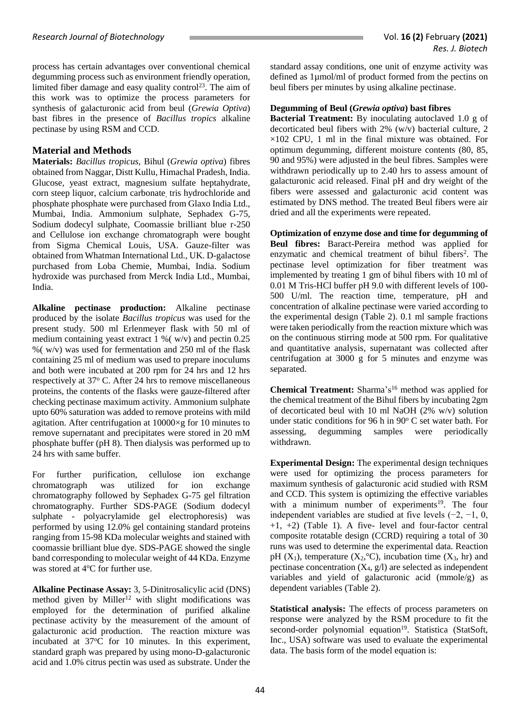process has certain advantages over conventional chemical degumming process such as environment friendly operation, limited fiber damage and easy quality control[23]. The aim of this work was to optimize the process parameters for synthesis of galacturonic acid from beul (*Grewia Optiva*) bast fibres in the presence of *Bacillus tropics* alkaline pectinase by using RSM and CCD.

## Material and Methods

**Materials:** *Bacillus tropicus*, Bihul (*Grewia optiva*) fibres obtained from Naggar, Distt Kullu, Himachal Pradesh, India. Glucose, yeast extract, magnesium sulfate heptahydrate, corn steep liquor, calcium carbonate, tris hydrochloride and phosphate phosphate were purchased from Glaxo India Ltd., Mumbai, India. Ammonium sulphate, Sephadex G-75, Sodium dodecyl sulphate, Coomassie brilliant blue r-250 and Cellulose ion exchange chromatograph were bought from Sigma Chemical Louis, USA. Gauze-filter was obtained from Whatman International Ltd., UK. D-galactose purchased from Loba Chemie, Mumbai, India. Sodium hydroxide was purchased from Merck India Ltd., Mumbai, India.

**Alkaline pectinase production:** Alkaline pectinase produced by the isolate *Bacillus tropicus* was used for the present study. 500 ml Erlenmeyer flask with 50 ml of medium containing yeast extract 1 %( w/v) and pectin 0.25 %( w/v) was used for fermentation and 250 ml of the flask containing 25 ml of medium was used to prepare inoculums and both were incubated at 200 rpm for 24 hrs and 12 hrs respectively at 37$^o$ C. After 24 hrs to remove miscellaneous proteins, the contents of the flasks were gauze-filtered after checking pectinase maximum activity. Ammonium sulphate upto 60% saturation was added to remove proteins with mild agitation. After centrifugation at 10000×g for 10 minutes to remove supernatant and precipitates were stored in 20 mM phosphate buffer (pH 8). Then dialysis was performed up to 24 hrs with same buffer.

For further purification, cellulose ion exchange chromatograph was utilized for ion exchange chromatography followed by Sephadex G-75 gel filtration chromatography. Further SDS-PAGE (Sodium dodecyl sulphate - polyacrylamide gel electrophoresis) was performed by using 12.0% gel containing standard proteins ranging from 15-98 KDa molecular weights and stained with coomassie brilliant blue dye. SDS-PAGE showed the single band corresponding to molecular weight of 44 KDa. Enzyme was stored at 4$^o$C for further use.

**Alkaline Pectinase Assay:** 3, 5-Dinitrosalicylic acid (DNS) method given by Miller[12] with slight modifications was employed for the determination of purified alkaline pectinase activity by the measurement of the amount of galacturonic acid production. The reaction mixture was incubated at 37$^o$C for 10 minutes. In this experiment, standard graph was prepared by using mono-D-galacturonic acid and 1.0% citrus pectin was used as substrate. Under the standard assay conditions, one unit of enzyme activity was defined as 1μmol/ml of product formed from the pectins on beul fibers per minutes by using alkaline pectinase.

### Degumming of Beul (*Grewia optiva*) bast fibres

**Bacterial Treatment:** By inoculating autoclaved 1.0 g of decorticated beul fibers with 2% (w/v) bacterial culture, 2 ×102 CPU, 1 ml in the final mixture was obtained. For optimum degumming, different moisture contents (80, 85, 90 and 95%) were adjusted in the beul fibres. Samples were withdrawn periodically up to 2.40 hrs to assess amount of galacturonic acid released. Final pH and dry weight of the fibers were assessed and galacturonic acid content was estimated by DNS method. The treated Beul fibers were air dried and all the experiments were repeated.

**Optimization of enzyme dose and time for degumming of Beul fibres:** Baract-Pereira method was applied for enzymatic and chemical treatment of bihul fibers[2]. The pectinase level optimization for fiber treatment was implemented by treating 1 gm of bihul fibers with 10 ml of 0.01 M Tris-HCl buffer pH 9.0 with different levels of 100-500 U/ml. The reaction time, temperature, pH and concentration of alkaline pectinase were varied according to the experimental design (Table 2). 0.1 ml sample fractions were taken periodically from the reaction mixture which was on the continuous stirring mode at 500 rpm. For qualitative and quantitative analysis, supernatant was collected after centrifugation at 3000 g for 5 minutes and enzyme was separated.

**Chemical Treatment:** Sharma's[16] method was applied for the chemical treatment of the Bihul fibers by incubating 2gm of decorticated beul with 10 ml NaOH (2% w/v) solution under static conditions for 96 h in 90$^o$ C set water bath. For assessing, degumming samples were periodically withdrawn.

**Experimental Design:** The experimental design techniques were used for optimizing the process parameters for maximum synthesis of galacturonic acid studied with RSM and CCD. This system is optimizing the effective variables with a minimum number of experiments[19]. The four independent variables are studied at five levels (−2, −1, 0, +1, +2) (Table 1). A five- level and four-factor central composite rotatable design (CCRD) requiring a total of 30 runs was used to determine the experimental data. Reaction pH ($X_1$), temperature ($X_2$,°C), incubation time ($X_3$, hr) and pectinase concentration ($X_4$, g/l) are selected as independent variables and yield of galacturonic acid (mmole/g) as dependent variables (Table 2).

**Statistical analysis:** The effects of process parameters on response were analyzed by the RSM procedure to fit the second-order polynomial equation[19]. Statistica (StatSoft, Inc., USA) software was used to evaluate the experimental data. The basis form of the model equation is: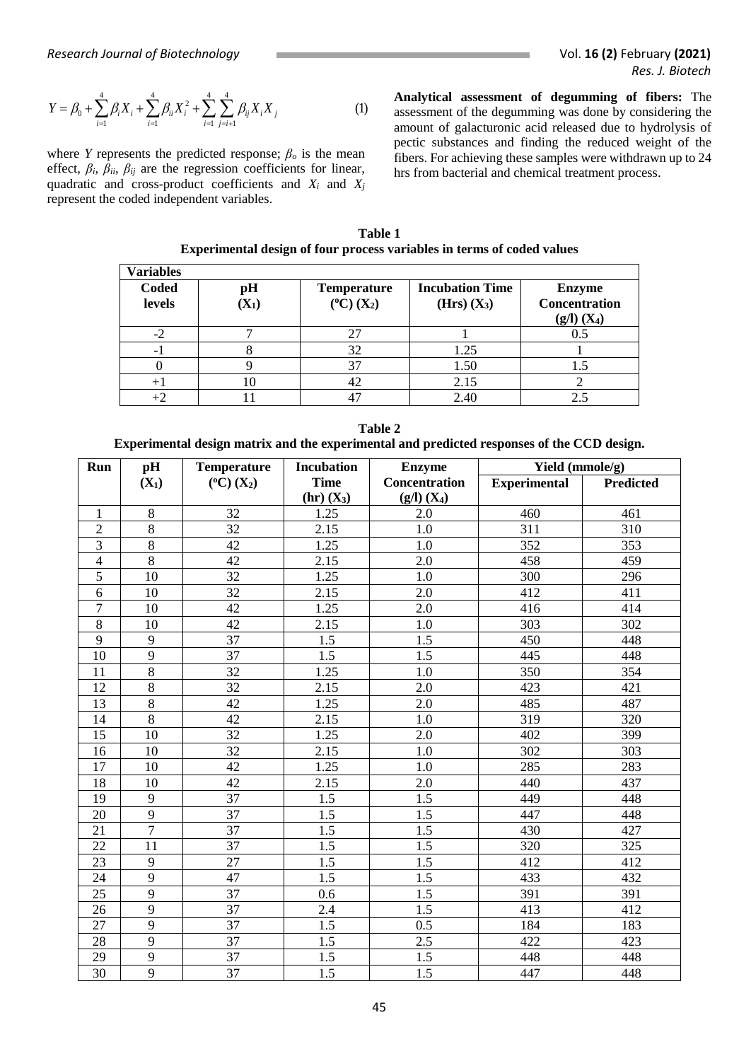$$Y = \beta_0 + \sum_{i=1}^{4}\beta_i X_i + \sum_{i=1}^{4}\beta_{ii} X_i^2 + \sum_{i=1}^{4}\sum_{j=i+1}^{4}\beta_{ij} X_i X_j \qquad (1)$$

where $Y$ represents the predicted response; $\beta_o$ is the mean effect, $\beta_i$, $\beta_{ii}$, $\beta_{ij}$ are the regression coefficients for linear, quadratic and cross-product coefficients and $X_i$ and $X_j$ represent the coded independent variables.

**Analytical assessment of degumming of fibers:** The assessment of the degumming was done by considering the amount of galacturonic acid released due to hydrolysis of pectic substances and finding the reduced weight of the fibers. For achieving these samples were withdrawn up to 24 hrs from bacterial and chemical treatment process.

**Table 1**
**Experimental design of four process variables in terms of coded values**

| Variables | | | | |
|---|---|---|---|---|
| Coded levels | pH ($X_1$) | Temperature (ºC) ($X_2$) | Incubation Time (Hrs) ($X_3$) | Enzyme Concentration (g/l) ($X_4$) |
| -2 | 7 | 27 | 1 | 0.5 |
| -1 | 8 | 32 | 1.25 | 1 |
| 0 | 9 | 37 | 1.50 | 1.5 |
| +1 | 10 | 42 | 2.15 | 2 |
| +2 | 11 | 47 | 2.40 | 2.5 |

**Table 2**
**Experimental design matrix and the experimental and predicted responses of the CCD design.**

| Run | pH ($X_1$) | Temperature (ºC) ($X_2$) | Incubation Time (hr) ($X_3$) | Enzyme Concentration (g/l) ($X_4$) | Yield (mmole/g) | |
|---|---|---|---|---|---|---|
| | | | | | Experimental | Predicted |
| 1 | 8 | 32 | 1.25 | 2.0 | 460 | 461 |
| 2 | 8 | 32 | 2.15 | 1.0 | 311 | 310 |
| 3 | 8 | 42 | 1.25 | 1.0 | 352 | 353 |
| 4 | 8 | 42 | 2.15 | 2.0 | 458 | 459 |
| 5 | 10 | 32 | 1.25 | 1.0 | 300 | 296 |
| 6 | 10 | 32 | 2.15 | 2.0 | 412 | 411 |
| 7 | 10 | 42 | 1.25 | 2.0 | 416 | 414 |
| 8 | 10 | 42 | 2.15 | 1.0 | 303 | 302 |
| 9 | 9 | 37 | 1.5 | 1.5 | 450 | 448 |
| 10 | 9 | 37 | 1.5 | 1.5 | 445 | 448 |
| 11 | 8 | 32 | 1.25 | 1.0 | 350 | 354 |
| 12 | 8 | 32 | 2.15 | 2.0 | 423 | 421 |
| 13 | 8 | 42 | 1.25 | 2.0 | 485 | 487 |
| 14 | 8 | 42 | 2.15 | 1.0 | 319 | 320 |
| 15 | 10 | 32 | 1.25 | 2.0 | 402 | 399 |
| 16 | 10 | 32 | 2.15 | 1.0 | 302 | 303 |
| 17 | 10 | 42 | 1.25 | 1.0 | 285 | 283 |
| 18 | 10 | 42 | 2.15 | 2.0 | 440 | 437 |
| 19 | 9 | 37 | 1.5 | 1.5 | 449 | 448 |
| 20 | 9 | 37 | 1.5 | 1.5 | 447 | 448 |
| 21 | 7 | 37 | 1.5 | 1.5 | 430 | 427 |
| 22 | 11 | 37 | 1.5 | 1.5 | 320 | 325 |
| 23 | 9 | 27 | 1.5 | 1.5 | 412 | 412 |
| 24 | 9 | 47 | 1.5 | 1.5 | 433 | 432 |
| 25 | 9 | 37 | 0.6 | 1.5 | 391 | 391 |
| 26 | 9 | 37 | 2.4 | 1.5 | 413 | 412 |
| 27 | 9 | 37 | 1.5 | 0.5 | 184 | 183 |
| 28 | 9 | 37 | 1.5 | 2.5 | 422 | 423 |
| 29 | 9 | 37 | 1.5 | 1.5 | 448 | 448 |
| 30 | 9 | 37 | 1.5 | 1.5 | 447 | 448 |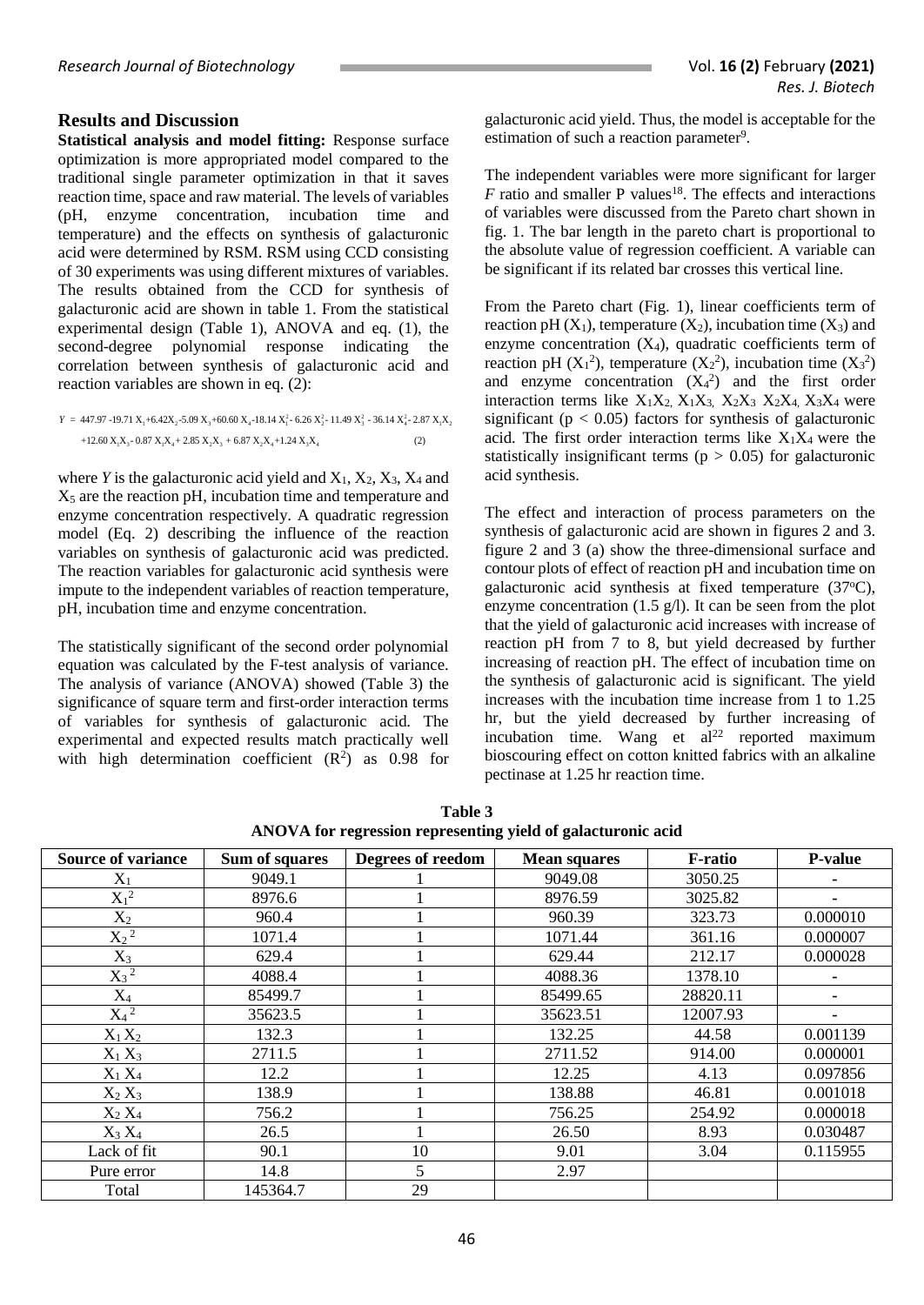## Results and Discussion

**Statistical analysis and model fitting:** Response surface optimization is more appropriated model compared to the traditional single parameter optimization in that it saves reaction time, space and raw material. The levels of variables (pH, enzyme concentration, incubation time and temperature) and the effects on synthesis of galacturonic acid were determined by RSM. RSM using CCD consisting of 30 experiments was using different mixtures of variables. The results obtained from the CCD for synthesis of galacturonic acid are shown in table 1. From the statistical experimental design (Table 1), ANOVA and eq. (1), the second-degree polynomial response indicating the correlation between synthesis of galacturonic acid and reaction variables are shown in eq. (2):

$$Y = 447.97 - 19.71X_1 + 6.42X_2 - 5.09X_3 + 60.60X_4 - 18.14X_1^2 - 6.26X_2^2 - 11.49X_3^2 - 36.14X_4^2 - 2.87X_1X_2 + 12.60X_1X_3 - 0.87X_1X_4 + 2.85X_2X_3 + 6.87X_2X_4 + 1.24X_3X_4 \quad (2)$$

where *Y* is the galacturonic acid yield and $X_1$, $X_2$, $X_3$, $X_4$ and $X_5$ are the reaction pH, incubation time and temperature and enzyme concentration respectively. A quadratic regression model (Eq. 2) describing the influence of the reaction variables on synthesis of galacturonic acid was predicted. The reaction variables for galacturonic acid synthesis were impute to the independent variables of reaction temperature, pH, incubation time and enzyme concentration.

The statistically significant of the second order polynomial equation was calculated by the F-test analysis of variance. The analysis of variance (ANOVA) showed (Table 3) the significance of square term and first-order interaction terms of variables for synthesis of galacturonic acid. The experimental and expected results match practically well with high determination coefficient ($R^2$) as 0.98 for galacturonic acid yield. Thus, the model is acceptable for the estimation of such a reaction parameter[9].

The independent variables were more significant for larger $F$ ratio and smaller P values[18]. The effects and interactions of variables were discussed from the Pareto chart shown in fig. 1. The bar length in the pareto chart is proportional to the absolute value of regression coefficient. A variable can be significant if its related bar crosses this vertical line.

From the Pareto chart (Fig. 1), linear coefficients term of reaction pH ($X_1$), temperature ($X_2$), incubation time ($X_3$) and enzyme concentration ($X_4$), quadratic coefficients term of reaction pH ($X_1^2$), temperature ($X_2^2$), incubation time ($X_3^2$) and enzyme concentration ($X_4^2$) and the first order interaction terms like $X_1X_2$, $X_1X_3$, $X_2X_3$, $X_2X_4$, $X_3X_4$ were significant ($p < 0.05$) factors for synthesis of galacturonic acid. The first order interaction terms like $X_1X_4$ were the statistically insignificant terms ($p > 0.05$) for galacturonic acid synthesis.

The effect and interaction of process parameters on the synthesis of galacturonic acid are shown in figures 2 and 3. figure 2 and 3 (a) show the three-dimensional surface and contour plots of effect of reaction pH and incubation time on galacturonic acid synthesis at fixed temperature (37°C), enzyme concentration (1.5 g/l). It can be seen from the plot that the yield of galacturonic acid increases with increase of reaction pH from 7 to 8, but yield decreased by further increasing of reaction pH. The effect of incubation time on the synthesis of galacturonic acid is significant. The yield increases with the incubation time increase from 1 to 1.25 hr, but the yield decreased by further increasing of incubation time. Wang et al[22] reported maximum bioscouring effect on cotton knitted fabrics with an alkaline pectinase at 1.25 hr reaction time.

**Table 3**
**ANOVA for regression representing yield of galacturonic acid**

| Source of variance | Sum of squares | Degrees of reedom | Mean squares | F-ratio | P-value |
|---|---|---|---|---|---|
| $X_1$ | 9049.1 | 1 | 9049.08 | 3050.25 | - |
| $X_1^2$ | 8976.6 | 1 | 8976.59 | 3025.82 | - |
| $X_2$ | 960.4 | 1 | 960.39 | 323.73 | 0.000010 |
| $X_2^2$ | 1071.4 | 1 | 1071.44 | 361.16 | 0.000007 |
| $X_3$ | 629.4 | 1 | 629.44 | 212.17 | 0.000028 |
| $X_3^2$ | 4088.4 | 1 | 4088.36 | 1378.10 | - |
| $X_4$ | 85499.7 | 1 | 85499.65 | 28820.11 | - |
| $X_4^2$ | 35623.5 | 1 | 35623.51 | 12007.93 | - |
| $X_1X_2$ | 132.3 | 1 | 132.25 | 44.58 | 0.001139 |
| $X_1X_3$ | 2711.5 | 1 | 2711.52 | 914.00 | 0.000001 |
| $X_1X_4$ | 12.2 | 1 | 12.25 | 4.13 | 0.097856 |
| $X_2X_3$ | 138.9 | 1 | 138.88 | 46.81 | 0.001018 |
| $X_2X_4$ | 756.2 | 1 | 756.25 | 254.92 | 0.000018 |
| $X_3X_4$ | 26.5 | 1 | 26.50 | 8.93 | 0.030487 |
| Lack of fit | 90.1 | 10 | 9.01 | 3.04 | 0.115955 |
| Pure error | 14.8 | 5 | 2.97 | | |
| Total | 145364.7 | 29 | | | |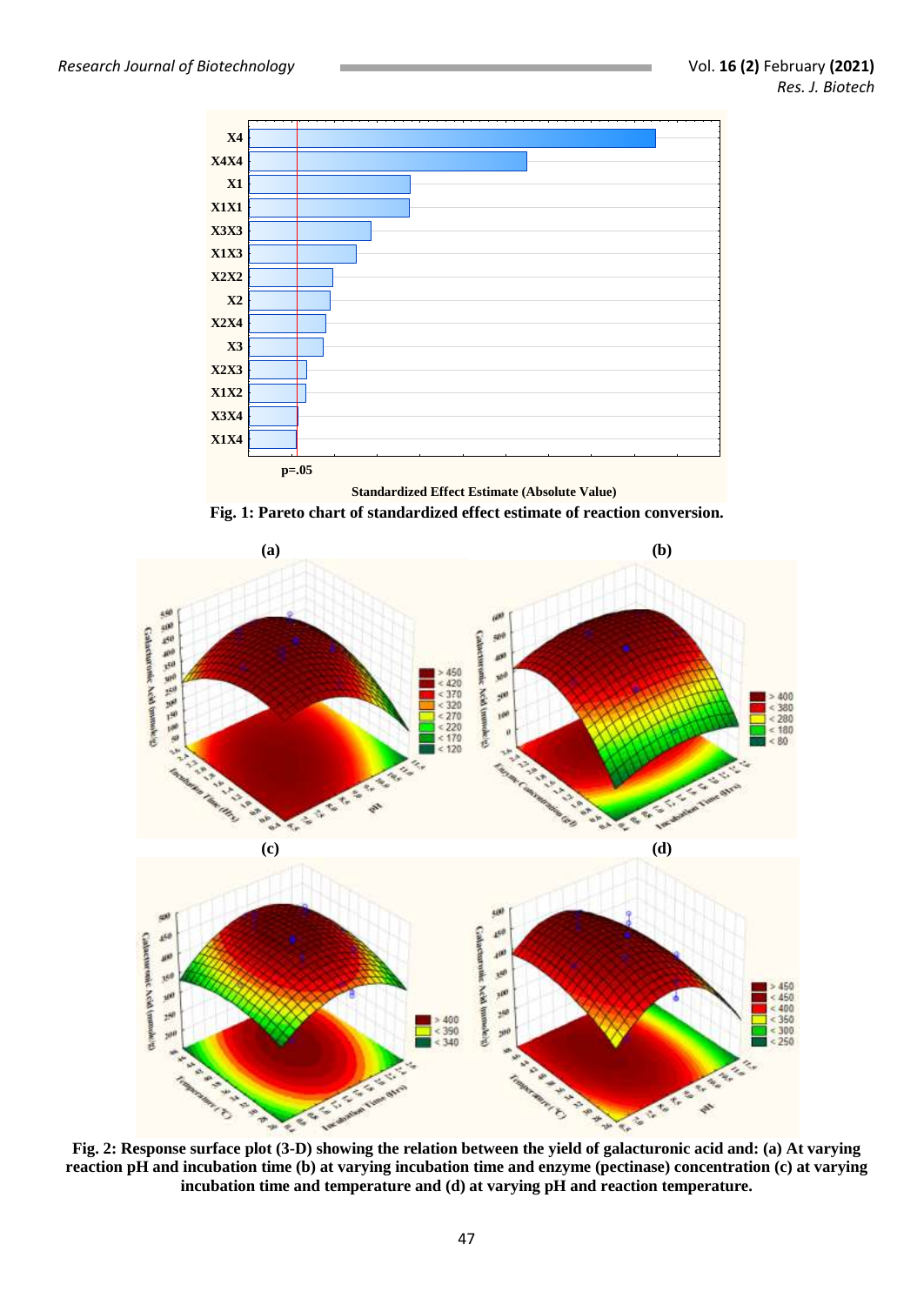Fig. 1: Pareto chart of standardized effect estimate of reaction conversion.

Fig. 2: Response surface plot (3-D) showing the relation between the yield of galacturonic acid and: (a) At varying reaction pH and incubation time (b) at varying incubation time and enzyme (pectinase) concentration (c) at varying incubation time and temperature and (d) at varying pH and reaction temperature.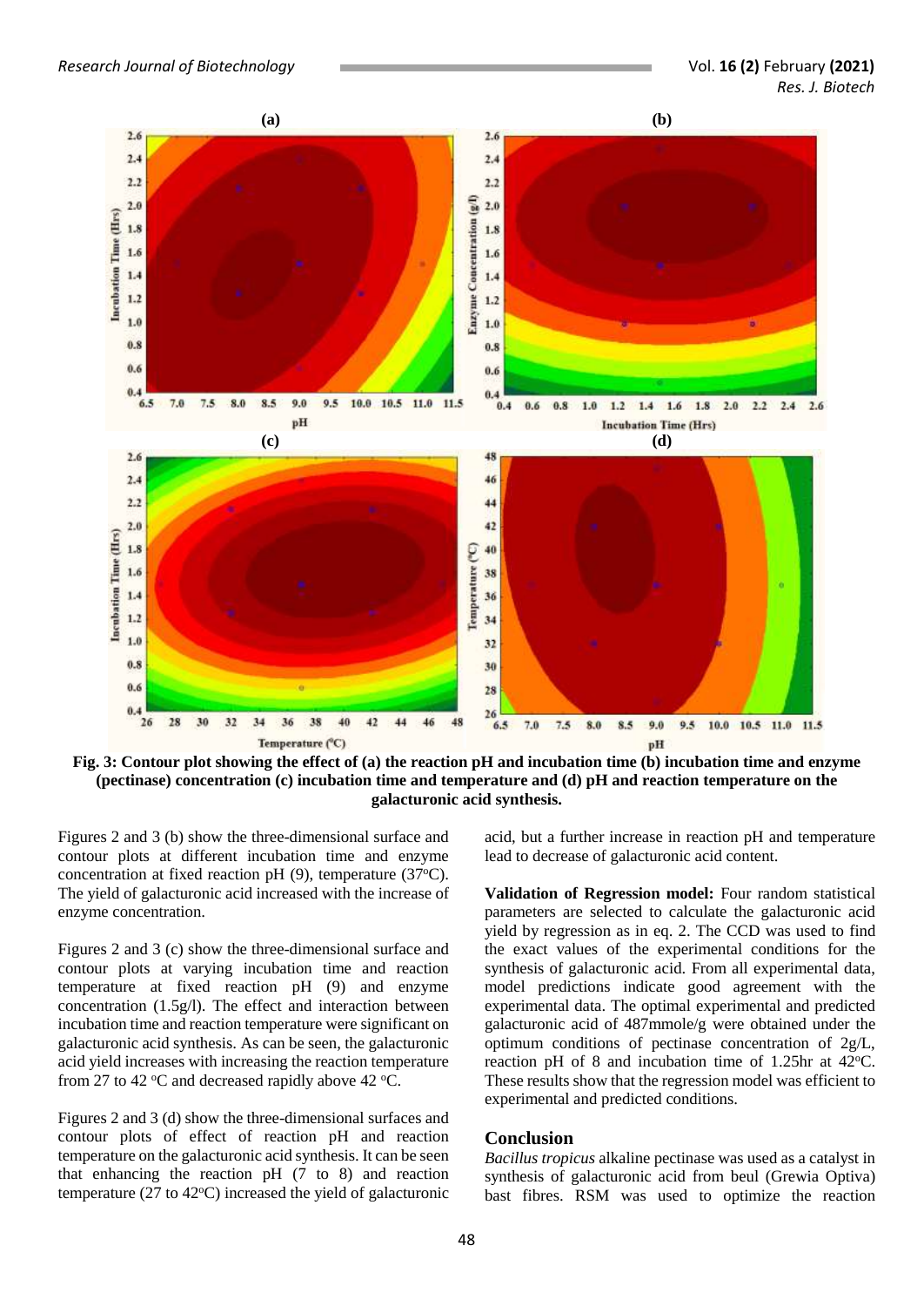Fig. 3: Contour plot showing the effect of (a) the reaction pH and incubation time (b) incubation time and enzyme (pectinase) concentration (c) incubation time and temperature and (d) pH and reaction temperature on the galacturonic acid synthesis.

Figures 2 and 3 (b) show the three-dimensional surface and contour plots at different incubation time and enzyme concentration at fixed reaction pH (9), temperature (37°C). The yield of galacturonic acid increased with the increase of enzyme concentration.

Figures 2 and 3 (c) show the three-dimensional surface and contour plots at varying incubation time and reaction temperature at fixed reaction pH (9) and enzyme concentration (1.5g/l). The effect and interaction between incubation time and reaction temperature were significant on galacturonic acid synthesis. As can be seen, the galacturonic acid yield increases with increasing the reaction temperature from 27 to 42 °C and decreased rapidly above 42 °C.

Figures 2 and 3 (d) show the three-dimensional surfaces and contour plots of effect of reaction pH and reaction temperature on the galacturonic acid synthesis. It can be seen that enhancing the reaction pH (7 to 8) and reaction temperature (27 to 42°C) increased the yield of galacturonic acid, but a further increase in reaction pH and temperature lead to decrease of galacturonic acid content.

**Validation of Regression model:** Four random statistical parameters are selected to calculate the galacturonic acid yield by regression as in eq. 2. The CCD was used to find the exact values of the experimental conditions for the synthesis of galacturonic acid. From all experimental data, model predictions indicate good agreement with the experimental data. The optimal experimental and predicted galacturonic acid of 487mmole/g were obtained under the optimum conditions of pectinase concentration of 2g/L, reaction pH of 8 and incubation time of 1.25hr at 42°C. These results show that the regression model was efficient to experimental and predicted conditions.

## Conclusion

*Bacillus tropicus* alkaline pectinase was used as a catalyst in synthesis of galacturonic acid from beul (Grewia Optiva) bast fibres. RSM was used to optimize the reaction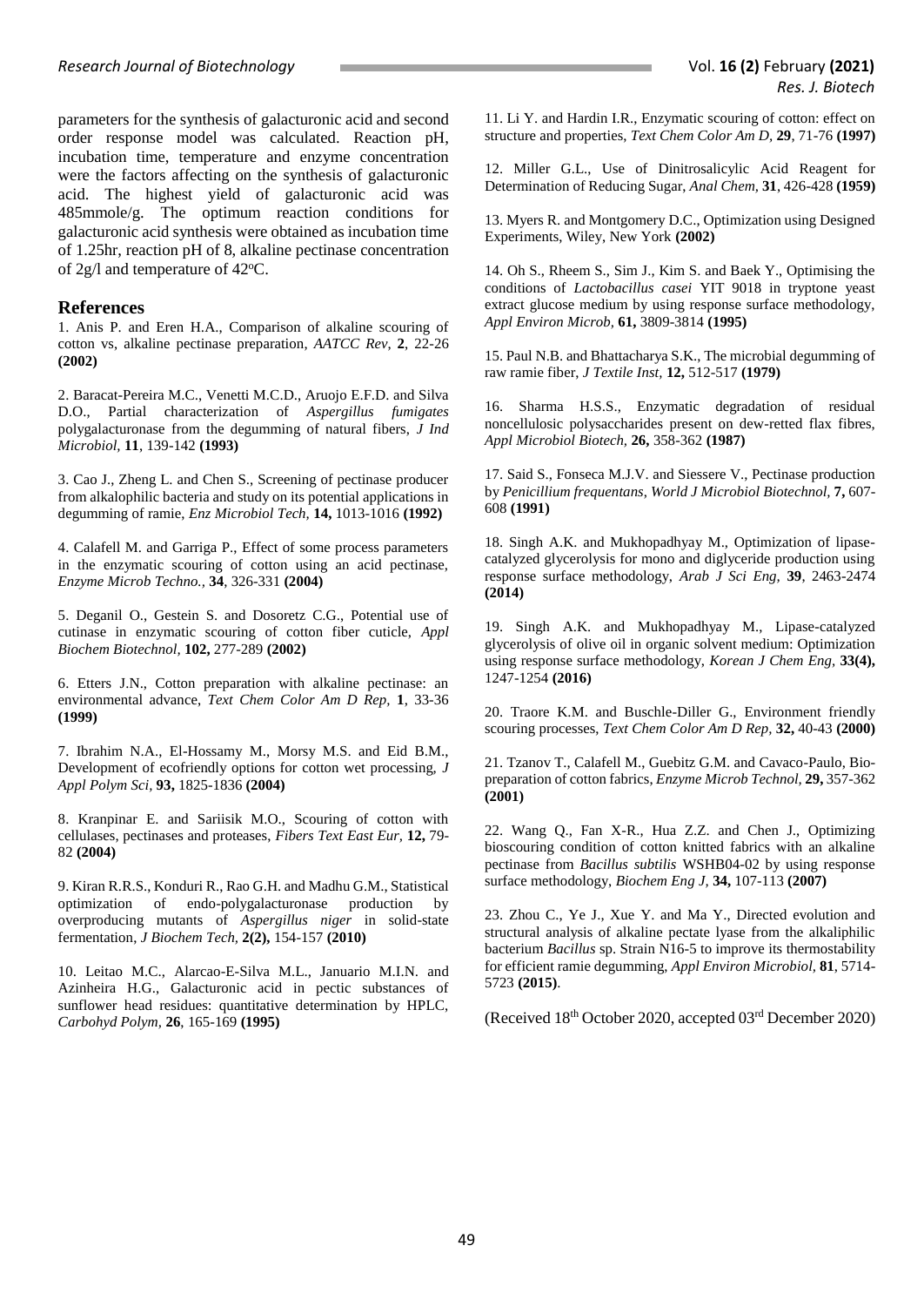parameters for the synthesis of galacturonic acid and second order response model was calculated. Reaction pH, incubation time, temperature and enzyme concentration were the factors affecting on the synthesis of galacturonic acid. The highest yield of galacturonic acid was 485mmole/g. The optimum reaction conditions for galacturonic acid synthesis were obtained as incubation time of 1.25hr, reaction pH of 8, alkaline pectinase concentration of 2g/l and temperature of 42$^{o}$C.

## References

1. Anis P. and Eren H.A., Comparison of alkaline scouring of cotton vs, alkaline pectinase preparation, *AATCC Rev,* **2**, 22-26 **(2002)**

2. Baracat-Pereira M.C., Venetti M.C.D., Aruojo E.F.D. and Silva D.O., Partial characterization of *Aspergillus fumigates* polygalacturonase from the degumming of natural fibers, *J Ind Microbiol,* **11**, 139-142 **(1993)**

3. Cao J., Zheng L. and Chen S., Screening of pectinase producer from alkalophilic bacteria and study on its potential applications in degumming of ramie, *Enz Microbiol Tech,* **14,** 1013-1016 **(1992)**

4. Calafell M. and Garriga P., Effect of some process parameters in the enzymatic scouring of cotton using an acid pectinase, *Enzyme Microb Techno.,* **34**, 326-331 **(2004)**

5. Deganil O., Gestein S. and Dosoretz C.G., Potential use of cutinase in enzymatic scouring of cotton fiber cuticle, *Appl Biochem Biotechnol,* **102,** 277-289 **(2002)**

6. Etters J.N., Cotton preparation with alkaline pectinase: an environmental advance, *Text Chem Color Am D Rep,* **1**, 33-36 **(1999)**

7. Ibrahim N.A., El-Hossamy M., Morsy M.S. and Eid B.M., Development of ecofriendly options for cotton wet processing, *J Appl Polym Sci,* **93,** 1825-1836 **(2004)**

8. Kranpinar E. and Sariisik M.O., Scouring of cotton with cellulases, pectinases and proteases, *Fibers Text East Eur,* **12,** 79-82 **(2004)**

9. Kiran R.R.S., Konduri R., Rao G.H. and Madhu G.M., Statistical optimization of endo-polygalacturonase production by overproducing mutants of *Aspergillus niger* in solid-state fermentation, *J Biochem Tech,* **2(2),** 154-157 **(2010)**

10. Leitao M.C., Alarcao-E-Silva M.L., Januario M.I.N. and Azinheira H.G., Galacturonic acid in pectic substances of sunflower head residues: quantitative determination by HPLC, *Carbohyd Polym,* **26**, 165-169 **(1995)**

11. Li Y. and Hardin I.R., Enzymatic scouring of cotton: effect on structure and properties, *Text Chem Color Am D,* **29**, 71-76 **(1997)**

12. Miller G.L., Use of Dinitrosalicylic Acid Reagent for Determination of Reducing Sugar, *Anal Chem,* **31**, 426-428 **(1959)**

13. Myers R. and Montgomery D.C., Optimization using Designed Experiments, Wiley, New York **(2002)**

14. Oh S., Rheem S., Sim J., Kim S. and Baek Y., Optimising the conditions of *Lactobacillus casei* YIT 9018 in tryptone yeast extract glucose medium by using response surface methodology, *Appl Environ Microb,* **61,** 3809-3814 **(1995)**

15. Paul N.B. and Bhattacharya S.K., The microbial degumming of raw ramie fiber, *J Textile Inst,* **12,** 512-517 **(1979)**

16. Sharma H.S.S., Enzymatic degradation of residual noncellulosic polysaccharides present on dew-retted flax fibres, *Appl Microbiol Biotech,* **26,** 358-362 **(1987)**

17. Said S., Fonseca M.J.V. and Siessere V., Pectinase production by *Penicillium frequentans*, *World J Microbiol Biotechnol,* **7,** 607-608 **(1991)**

18. Singh A.K. and Mukhopadhyay M., Optimization of lipase-catalyzed glycerolysis for mono and diglyceride production using response surface methodology, *Arab J Sci Eng,* **39**, 2463-2474 **(2014)**

19. Singh A.K. and Mukhopadhyay M., Lipase-catalyzed glycerolysis of olive oil in organic solvent medium: Optimization using response surface methodology, *Korean J Chem Eng,* **33(4),** 1247-1254 **(2016)**

20. Traore K.M. and Buschle-Diller G., Environment friendly scouring processes, *Text Chem Color Am D Rep,* **32,** 40-43 **(2000)**

21. Tzanov T., Calafell M., Guebitz G.M. and Cavaco-Paulo, Bio-preparation of cotton fabrics, *Enzyme Microb Technol,* **29,** 357-362 **(2001)**

22. Wang Q., Fan X-R., Hua Z.Z. and Chen J., Optimizing bioscouring condition of cotton knitted fabrics with an alkaline pectinase from *Bacillus subtilis* WSHB04-02 by using response surface methodology, *Biochem Eng J,* **34,** 107-113 **(2007)**

23. Zhou C., Ye J., Xue Y. and Ma Y., Directed evolution and structural analysis of alkaline pectate lyase from the alkaliphilic bacterium *Bacillus* sp. Strain N16-5 to improve its thermostability for efficient ramie degumming, *Appl Environ Microbiol,* **81**, 5714-5723 **(2015)**.

(Received 18th October 2020, accepted 03rd December 2020)